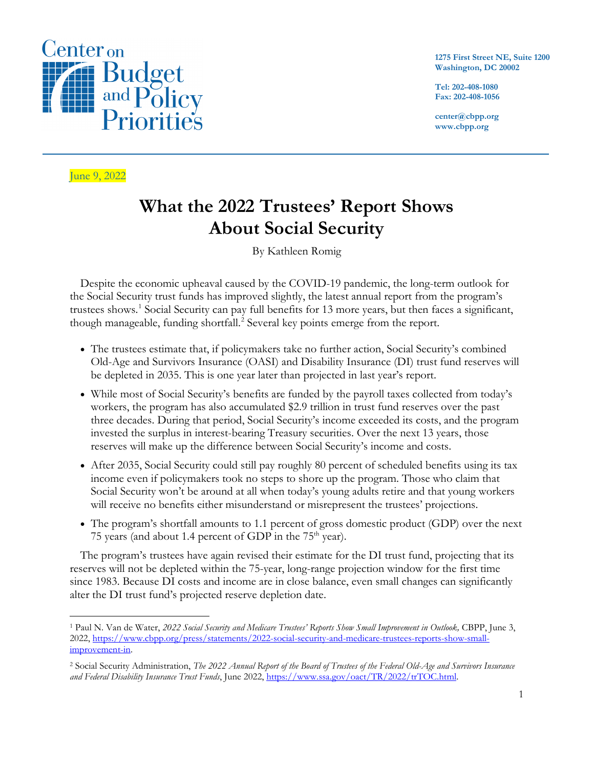1275 First Street NE, Suite 1200
Washington, DC 20002

Tel: 202-408-1080
Fax: 202-408-1056

center@cbpp.org
www.cbpp.org

June 9, 2022

# What the 2022 Trustees' Report Shows About Social Security

By Kathleen Romig

Despite the economic upheaval caused by the COVID-19 pandemic, the long-term outlook for the Social Security trust funds has improved slightly, the latest annual report from the program's trustees shows.[1] Social Security can pay full benefits for 13 more years, but then faces a significant, though manageable, funding shortfall.[2] Several key points emerge from the report.

- The trustees estimate that, if policymakers take no further action, Social Security's combined Old-Age and Survivors Insurance (OASI) and Disability Insurance (DI) trust fund reserves will be depleted in 2035. This is one year later than projected in last year's report.
- While most of Social Security's benefits are funded by the payroll taxes collected from today's workers, the program has also accumulated $2.9 trillion in trust fund reserves over the past three decades. During that period, Social Security's income exceeded its costs, and the program invested the surplus in interest-bearing Treasury securities. Over the next 13 years, those reserves will make up the difference between Social Security's income and costs.
- After 2035, Social Security could still pay roughly 80 percent of scheduled benefits using its tax income even if policymakers took no steps to shore up the program. Those who claim that Social Security won't be around at all when today's young adults retire and that young workers will receive no benefits either misunderstand or misrepresent the trustees' projections.
- The program's shortfall amounts to 1.1 percent of gross domestic product (GDP) over the next 75 years (and about 1.4 percent of GDP in the 75th year).

The program's trustees have again revised their estimate for the DI trust fund, projecting that its reserves will not be depleted within the 75-year, long-range projection window for the first time since 1983. Because DI costs and income are in close balance, even small changes can significantly alter the DI trust fund's projected reserve depletion date.

[1] Paul N. Van de Water, *2022 Social Security and Medicare Trustees' Reports Show Small Improvement in Outlook,* CBPP, June 3, 2022, https://www.cbpp.org/press/statements/2022-social-security-and-medicare-trustees-reports-show-small-improvement-in.

[2] Social Security Administration, *The 2022 Annual Report of the Board of Trustees of the Federal Old-Age and Survivors Insurance and Federal Disability Insurance Trust Funds*, June 2022, https://www.ssa.gov/oact/TR/2022/trTOC.html.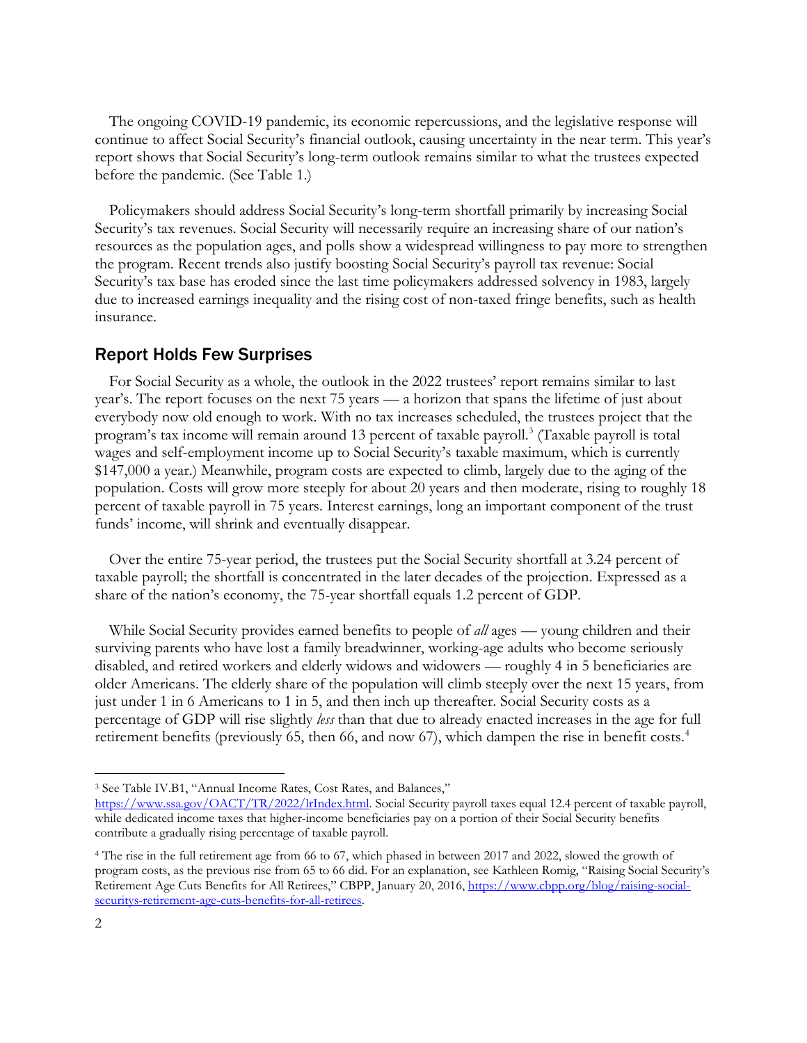The ongoing COVID-19 pandemic, its economic repercussions, and the legislative response will continue to affect Social Security's financial outlook, causing uncertainty in the near term. This year's report shows that Social Security's long-term outlook remains similar to what the trustees expected before the pandemic. (See Table 1.)

Policymakers should address Social Security's long-term shortfall primarily by increasing Social Security's tax revenues. Social Security will necessarily require an increasing share of our nation's resources as the population ages, and polls show a widespread willingness to pay more to strengthen the program. Recent trends also justify boosting Social Security's payroll tax revenue: Social Security's tax base has eroded since the last time policymakers addressed solvency in 1983, largely due to increased earnings inequality and the rising cost of non-taxed fringe benefits, such as health insurance.

## Report Holds Few Surprises

For Social Security as a whole, the outlook in the 2022 trustees' report remains similar to last year's. The report focuses on the next 75 years — a horizon that spans the lifetime of just about everybody now old enough to work. With no tax increases scheduled, the trustees project that the program's tax income will remain around 13 percent of taxable payroll.[3] (Taxable payroll is total wages and self-employment income up to Social Security's taxable maximum, which is currently $147,000 a year.) Meanwhile, program costs are expected to climb, largely due to the aging of the population. Costs will grow more steeply for about 20 years and then moderate, rising to roughly 18 percent of taxable payroll in 75 years. Interest earnings, long an important component of the trust funds' income, will shrink and eventually disappear.

Over the entire 75-year period, the trustees put the Social Security shortfall at 3.24 percent of taxable payroll; the shortfall is concentrated in the later decades of the projection. Expressed as a share of the nation's economy, the 75-year shortfall equals 1.2 percent of GDP.

While Social Security provides earned benefits to people of *all* ages — young children and their surviving parents who have lost a family breadwinner, working-age adults who become seriously disabled, and retired workers and elderly widows and widowers — roughly 4 in 5 beneficiaries are older Americans. The elderly share of the population will climb steeply over the next 15 years, from just under 1 in 6 Americans to 1 in 5, and then inch up thereafter. Social Security costs as a percentage of GDP will rise slightly *less* than that due to already enacted increases in the age for full retirement benefits (previously 65, then 66, and now 67), which dampen the rise in benefit costs.[4]

---

[3] See Table IV.B1, "Annual Income Rates, Cost Rates, and Balances," https://www.ssa.gov/OACT/TR/2022/lrIndex.html. Social Security payroll taxes equal 12.4 percent of taxable payroll, while dedicated income taxes that higher-income beneficiaries pay on a portion of their Social Security benefits contribute a gradually rising percentage of taxable payroll.

[4] The rise in the full retirement age from 66 to 67, which phased in between 2017 and 2022, slowed the growth of program costs, as the previous rise from 65 to 66 did. For an explanation, see Kathleen Romig, "Raising Social Security's Retirement Age Cuts Benefits for All Retirees," CBPP, January 20, 2016, https://www.cbpp.org/blog/raising-social-securitys-retirement-age-cuts-benefits-for-all-retirees.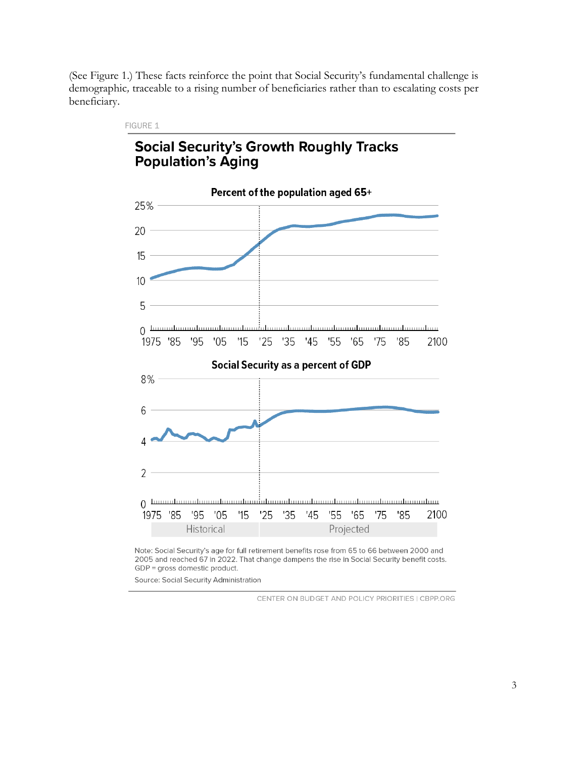(See Figure 1.) These facts reinforce the point that Social Security's fundamental challenge is demographic, traceable to a rising number of beneficiaries rather than to escalating costs per beneficiary.

FIGURE 1

**Social Security's Growth Roughly Tracks Population's Aging**

**Percent of the population aged 65+**

25%
20
15
10
5
0

1975 '85 '95 '05 '15 '25 '35 '45 '55 '65 '75 '85 2100

**Social Security as a percent of GDP**

8%
6
4
2
0

1975 '85 '95 '05 '15 '25 '35 '45 '55 '65 '75 '85 2100

Historical
Projected

Note: Social Security's age for full retirement benefits rose from 65 to 66 between 2000 and 2005 and reached 67 in 2022. That change dampens the rise in Social Security benefit costs. GDP = gross domestic product.

Source: Social Security Administration

CENTER ON BUDGET AND POLICY PRIORITIES | CBPP.ORG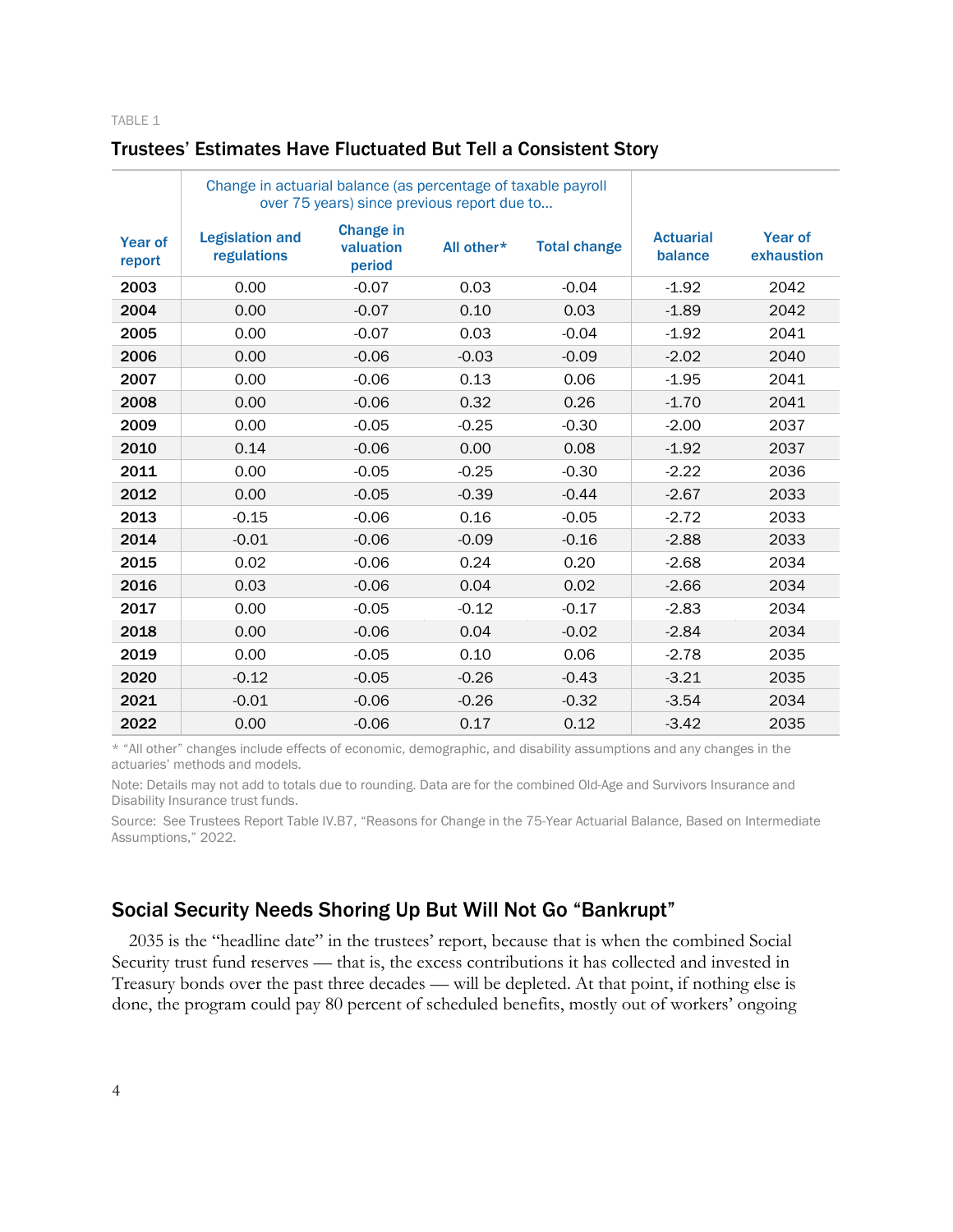TABLE 1

### Trustees' Estimates Have Fluctuated But Tell a Consistent Story

| Year of report | Change in actuarial balance (as percentage of taxable payroll over 75 years) since previous report due to… | | | | Actuarial balance | Year of exhaustion |
|---|---|---|---|---|---|---|
| | Legislation and regulations | Change in valuation period | All other* | Total change | | |
| **2003** | 0.00 | -0.07 | 0.03 | -0.04 | -1.92 | 2042 |
| **2004** | 0.00 | -0.07 | 0.10 | 0.03 | -1.89 | 2042 |
| **2005** | 0.00 | -0.07 | 0.03 | -0.04 | -1.92 | 2041 |
| **2006** | 0.00 | -0.06 | -0.03 | -0.09 | -2.02 | 2040 |
| **2007** | 0.00 | -0.06 | 0.13 | 0.06 | -1.95 | 2041 |
| **2008** | 0.00 | -0.06 | 0.32 | 0.26 | -1.70 | 2041 |
| **2009** | 0.00 | -0.05 | -0.25 | -0.30 | -2.00 | 2037 |
| **2010** | 0.14 | -0.06 | 0.00 | 0.08 | -1.92 | 2037 |
| **2011** | 0.00 | -0.05 | -0.25 | -0.30 | -2.22 | 2036 |
| **2012** | 0.00 | -0.05 | -0.39 | -0.44 | -2.67 | 2033 |
| **2013** | -0.15 | -0.06 | 0.16 | -0.05 | -2.72 | 2033 |
| **2014** | -0.01 | -0.06 | -0.09 | -0.16 | -2.88 | 2033 |
| **2015** | 0.02 | -0.06 | 0.24 | 0.20 | -2.68 | 2034 |
| **2016** | 0.03 | -0.06 | 0.04 | 0.02 | -2.66 | 2034 |
| **2017** | 0.00 | -0.05 | -0.12 | -0.17 | -2.83 | 2034 |
| **2018** | 0.00 | -0.06 | 0.04 | -0.02 | -2.84 | 2034 |
| **2019** | 0.00 | -0.05 | 0.10 | 0.06 | -2.78 | 2035 |
| **2020** | -0.12 | -0.05 | -0.26 | -0.43 | -3.21 | 2035 |
| **2021** | -0.01 | -0.06 | -0.26 | -0.32 | -3.54 | 2034 |
| **2022** | 0.00 | -0.06 | 0.17 | 0.12 | -3.42 | 2035 |

* "All other" changes include effects of economic, demographic, and disability assumptions and any changes in the actuaries' methods and models.

Note: Details may not add to totals due to rounding. Data are for the combined Old-Age and Survivors Insurance and Disability Insurance trust funds.

Source: See Trustees Report Table IV.B7, "Reasons for Change in the 75-Year Actuarial Balance, Based on Intermediate Assumptions," 2022.

## Social Security Needs Shoring Up But Will Not Go "Bankrupt"

2035 is the "headline date" in the trustees' report, because that is when the combined Social Security trust fund reserves — that is, the excess contributions it has collected and invested in Treasury bonds over the past three decades — will be depleted. At that point, if nothing else is done, the program could pay 80 percent of scheduled benefits, mostly out of workers' ongoing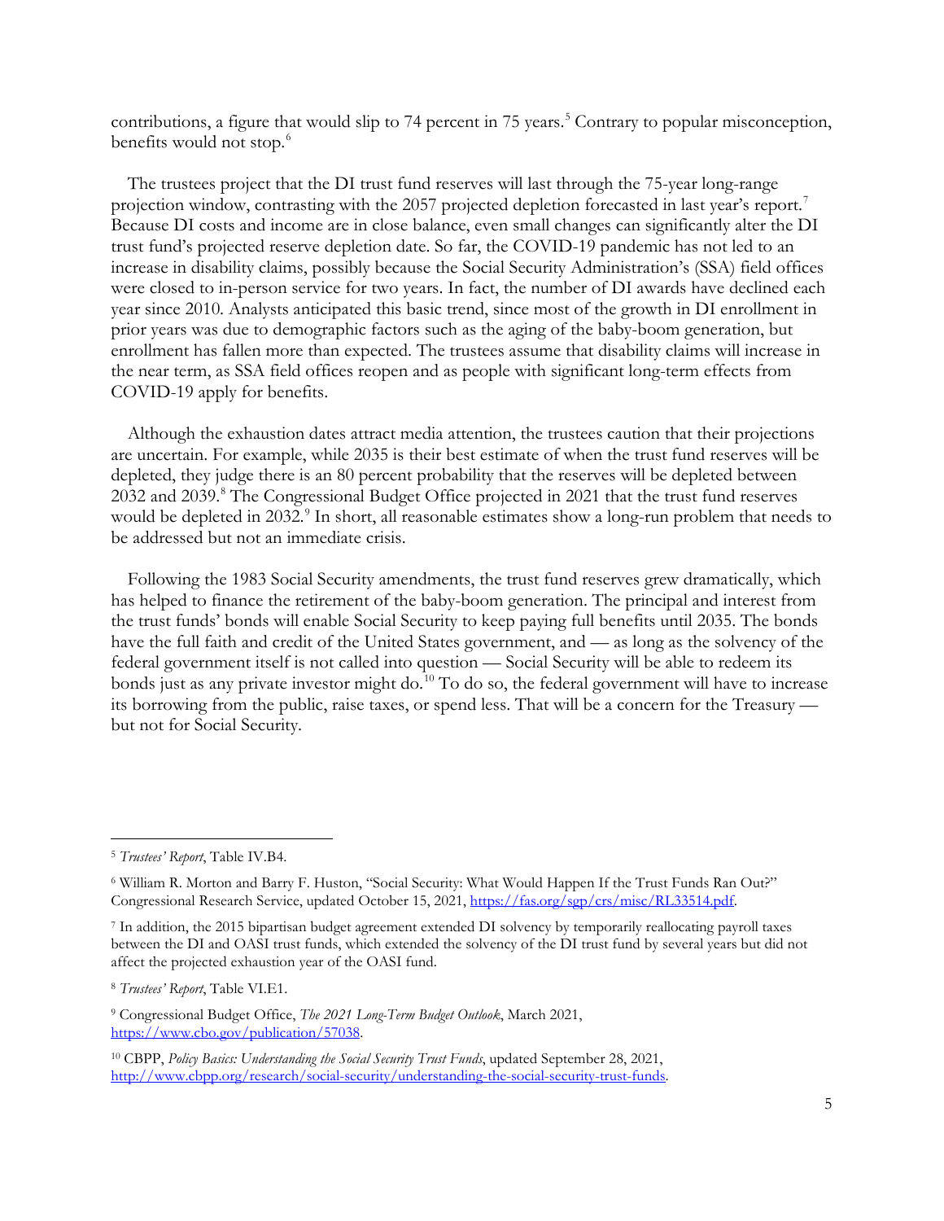contributions, a figure that would slip to 74 percent in 75 years.[5] Contrary to popular misconception, benefits would not stop.[6]

The trustees project that the DI trust fund reserves will last through the 75-year long-range projection window, contrasting with the 2057 projected depletion forecasted in last year's report.[7] Because DI costs and income are in close balance, even small changes can significantly alter the DI trust fund's projected reserve depletion date. So far, the COVID-19 pandemic has not led to an increase in disability claims, possibly because the Social Security Administration's (SSA) field offices were closed to in-person service for two years. In fact, the number of DI awards have declined each year since 2010. Analysts anticipated this basic trend, since most of the growth in DI enrollment in prior years was due to demographic factors such as the aging of the baby-boom generation, but enrollment has fallen more than expected. The trustees assume that disability claims will increase in the near term, as SSA field offices reopen and as people with significant long-term effects from COVID-19 apply for benefits.

Although the exhaustion dates attract media attention, the trustees caution that their projections are uncertain. For example, while 2035 is their best estimate of when the trust fund reserves will be depleted, they judge there is an 80 percent probability that the reserves will be depleted between 2032 and 2039.[8] The Congressional Budget Office projected in 2021 that the trust fund reserves would be depleted in 2032.[9] In short, all reasonable estimates show a long-run problem that needs to be addressed but not an immediate crisis.

Following the 1983 Social Security amendments, the trust fund reserves grew dramatically, which has helped to finance the retirement of the baby-boom generation. The principal and interest from the trust funds' bonds will enable Social Security to keep paying full benefits until 2035. The bonds have the full faith and credit of the United States government, and — as long as the solvency of the federal government itself is not called into question — Social Security will be able to redeem its bonds just as any private investor might do.[10] To do so, the federal government will have to increase its borrowing from the public, raise taxes, or spend less. That will be a concern for the Treasury — but not for Social Security.

---

[5] *Trustees' Report*, Table IV.B4.

[6] William R. Morton and Barry F. Huston, "Social Security: What Would Happen If the Trust Funds Ran Out?" Congressional Research Service, updated October 15, 2021, https://fas.org/sgp/crs/misc/RL33514.pdf.

[7] In addition, the 2015 bipartisan budget agreement extended DI solvency by temporarily reallocating payroll taxes between the DI and OASI trust funds, which extended the solvency of the DI trust fund by several years but did not affect the projected exhaustion year of the OASI fund.

[8] *Trustees' Report*, Table VI.E1.

[9] Congressional Budget Office, *The 2021 Long-Term Budget Outlook*, March 2021, https://www.cbo.gov/publication/57038.

[10] CBPP, *Policy Basics: Understanding the Social Security Trust Funds*, updated September 28, 2021, http://www.cbpp.org/research/social-security/understanding-the-social-security-trust-funds.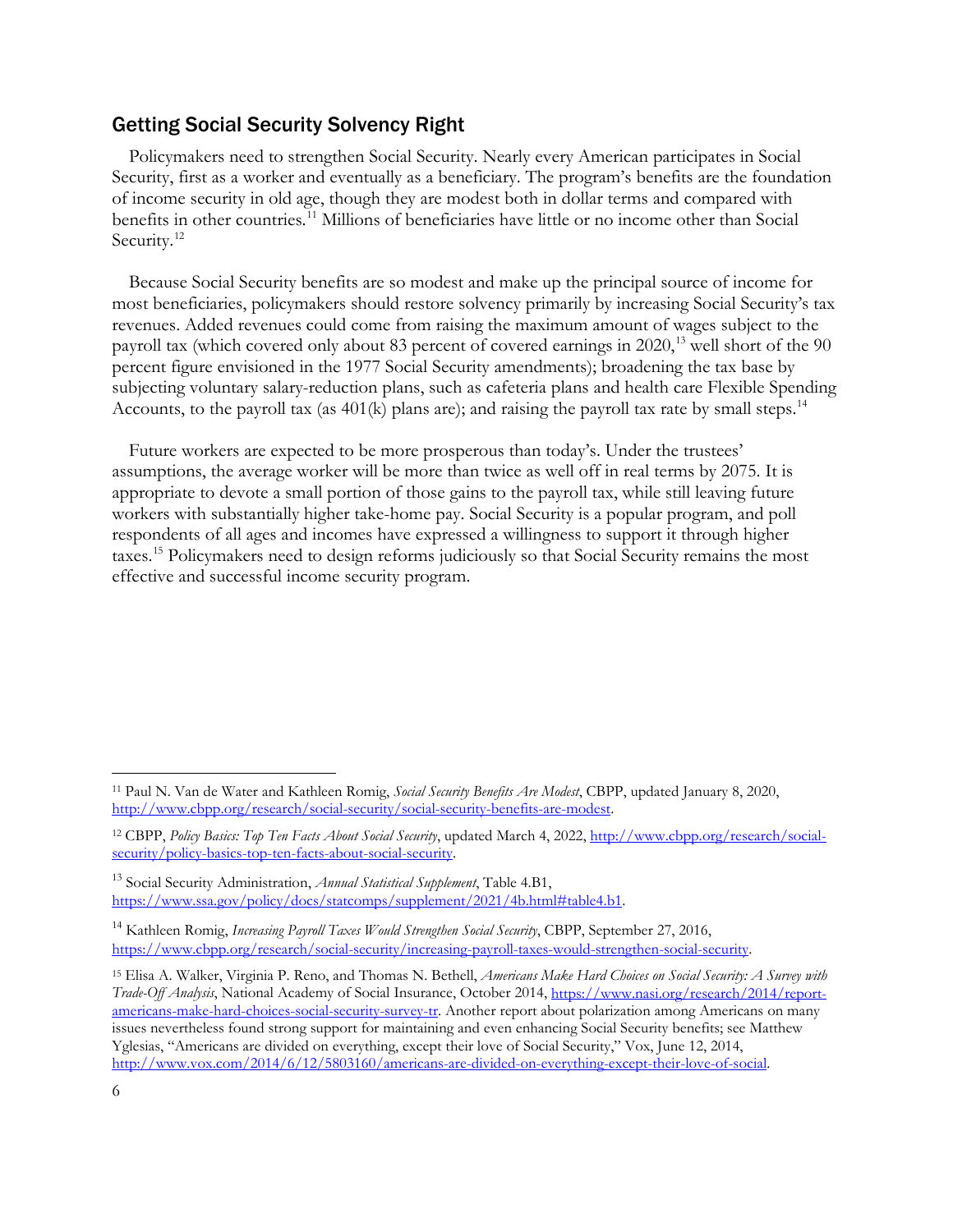## Getting Social Security Solvency Right

Policymakers need to strengthen Social Security. Nearly every American participates in Social Security, first as a worker and eventually as a beneficiary. The program's benefits are the foundation of income security in old age, though they are modest both in dollar terms and compared with benefits in other countries.[11] Millions of beneficiaries have little or no income other than Social Security.[12]

Because Social Security benefits are so modest and make up the principal source of income for most beneficiaries, policymakers should restore solvency primarily by increasing Social Security's tax revenues. Added revenues could come from raising the maximum amount of wages subject to the payroll tax (which covered only about 83 percent of covered earnings in 2020,[13] well short of the 90 percent figure envisioned in the 1977 Social Security amendments); broadening the tax base by subjecting voluntary salary-reduction plans, such as cafeteria plans and health care Flexible Spending Accounts, to the payroll tax (as 401(k) plans are); and raising the payroll tax rate by small steps.[14]

Future workers are expected to be more prosperous than today's. Under the trustees' assumptions, the average worker will be more than twice as well off in real terms by 2075. It is appropriate to devote a small portion of those gains to the payroll tax, while still leaving future workers with substantially higher take-home pay. Social Security is a popular program, and poll respondents of all ages and incomes have expressed a willingness to support it through higher taxes.[15] Policymakers need to design reforms judiciously so that Social Security remains the most effective and successful income security program.

---

[11] Paul N. Van de Water and Kathleen Romig, *Social Security Benefits Are Modest*, CBPP, updated January 8, 2020, http://www.cbpp.org/research/social-security/social-security-benefits-are-modest.

[12] CBPP, *Policy Basics: Top Ten Facts About Social Security*, updated March 4, 2022, http://www.cbpp.org/research/social-security/policy-basics-top-ten-facts-about-social-security.

[13] Social Security Administration, *Annual Statistical Supplement*, Table 4.B1, https://www.ssa.gov/policy/docs/statcomps/supplement/2021/4b.html#table4.b1.

[14] Kathleen Romig, *Increasing Payroll Taxes Would Strengthen Social Security*, CBPP, September 27, 2016, https://www.cbpp.org/research/social-security/increasing-payroll-taxes-would-strengthen-social-security.

[15] Elisa A. Walker, Virginia P. Reno, and Thomas N. Bethell, *Americans Make Hard Choices on Social Security: A Survey with Trade-Off Analysis*, National Academy of Social Insurance, October 2014, https://www.nasi.org/research/2014/report-americans-make-hard-choices-social-security-survey-tr. Another report about polarization among Americans on many issues nevertheless found strong support for maintaining and even enhancing Social Security benefits; see Matthew Yglesias, "Americans are divided on everything, except their love of Social Security," Vox, June 12, 2014, http://www.vox.com/2014/6/12/5803160/americans-are-divided-on-everything-except-their-love-of-social.